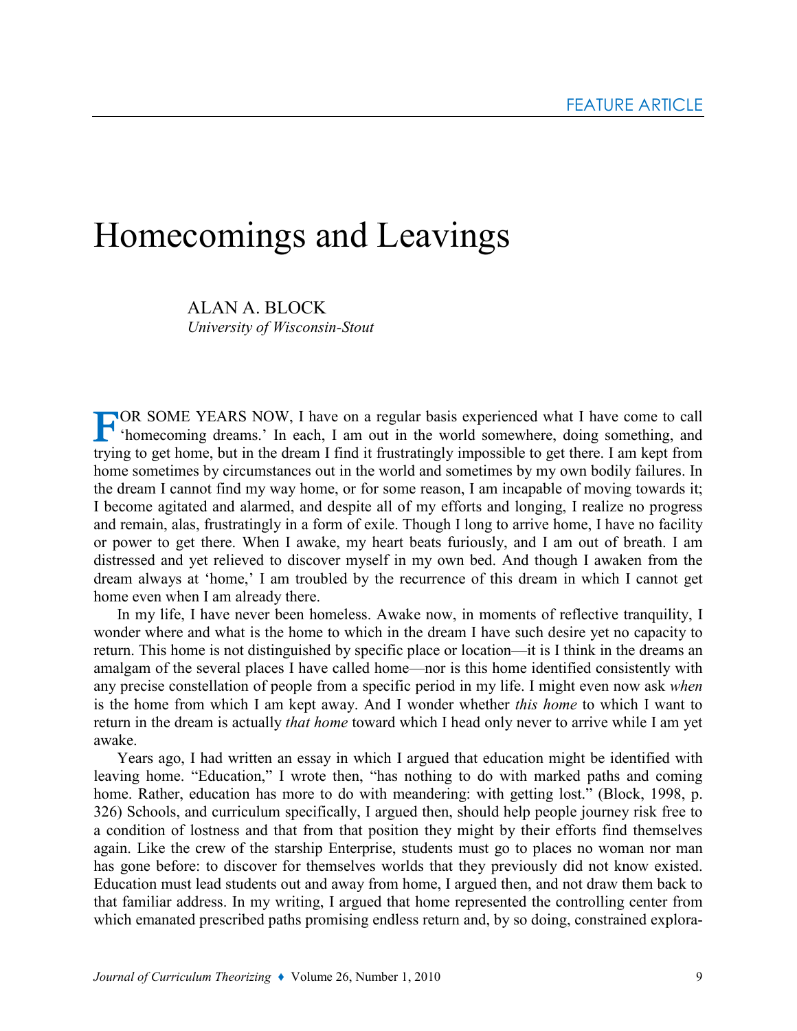FEATURE ARTICLE

# Homecomings and Leavings

ALAN A. BLOCK
*University of Wisconsin-Stout*

FOR SOME YEARS NOW, I have on a regular basis experienced what I have come to call 'homecoming dreams.' In each, I am out in the world somewhere, doing something, and trying to get home, but in the dream I find it frustratingly impossible to get there. I am kept from home sometimes by circumstances out in the world and sometimes by my own bodily failures. In the dream I cannot find my way home, or for some reason, I am incapable of moving towards it; I become agitated and alarmed, and despite all of my efforts and longing, I realize no progress and remain, alas, frustratingly in a form of exile. Though I long to arrive home, I have no facility or power to get there. When I awake, my heart beats furiously, and I am out of breath. I am distressed and yet relieved to discover myself in my own bed. And though I awaken from the dream always at 'home,' I am troubled by the recurrence of this dream in which I cannot get home even when I am already there.

In my life, I have never been homeless. Awake now, in moments of reflective tranquility, I wonder where and what is the home to which in the dream I have such desire yet no capacity to return. This home is not distinguished by specific place or location—it is I think in the dreams an amalgam of the several places I have called home—nor is this home identified consistently with any precise constellation of people from a specific period in my life. I might even now ask *when* is the home from which I am kept away. And I wonder whether *this home* to which I want to return in the dream is actually *that home* toward which I head only never to arrive while I am yet awake.

Years ago, I had written an essay in which I argued that education might be identified with leaving home. "Education," I wrote then, "has nothing to do with marked paths and coming home. Rather, education has more to do with meandering: with getting lost." (Block, 1998, p. 326) Schools, and curriculum specifically, I argued then, should help people journey risk free to a condition of lostness and that from that position they might by their efforts find themselves again. Like the crew of the starship Enterprise, students must go to places no woman nor man has gone before: to discover for themselves worlds that they previously did not know existed. Education must lead students out and away from home, I argued then, and not draw them back to that familiar address. In my writing, I argued that home represented the controlling center from which emanated prescribed paths promising endless return and, by so doing, constrained explora-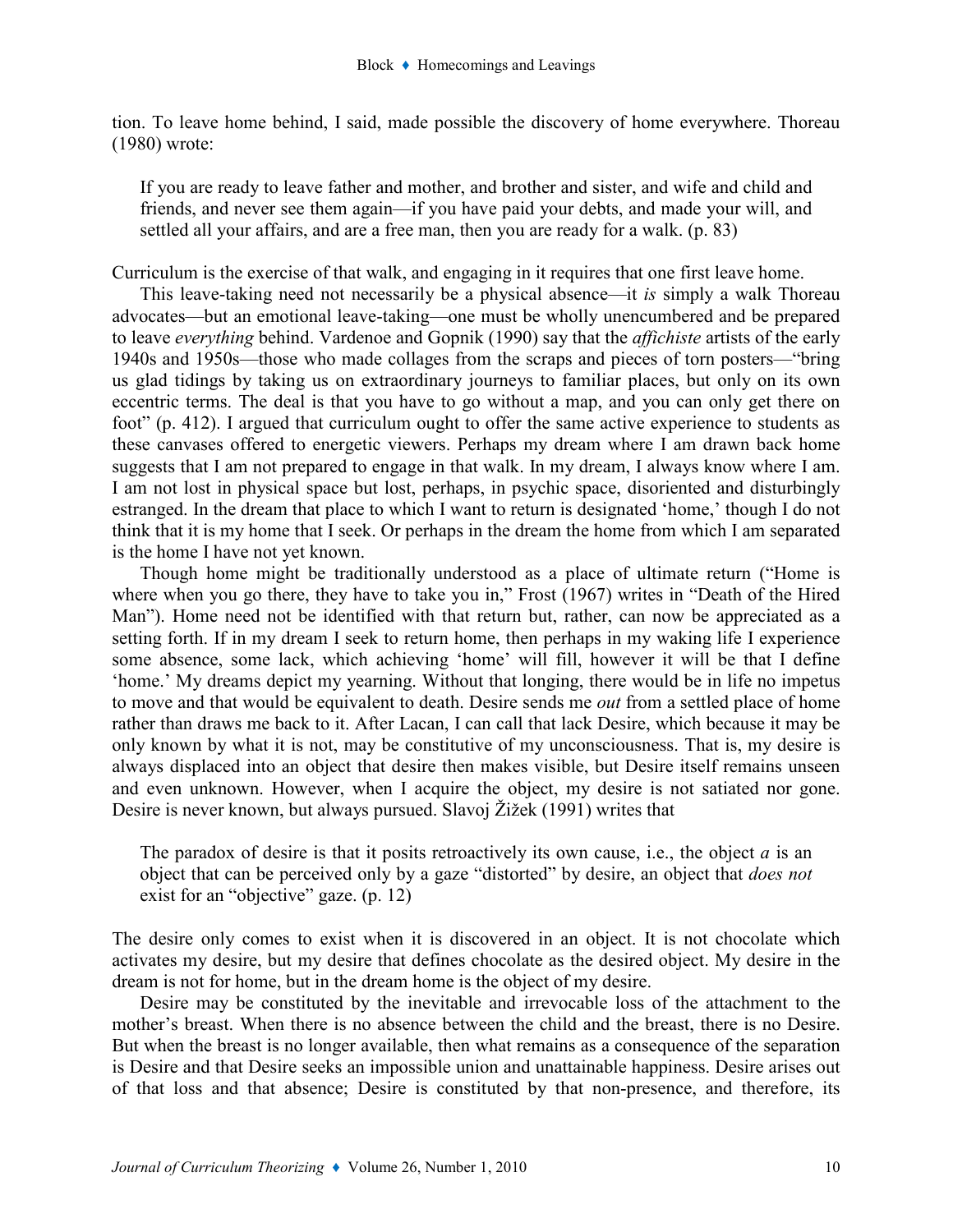tion. To leave home behind, I said, made possible the discovery of home everywhere. Thoreau (1980) wrote:

> If you are ready to leave father and mother, and brother and sister, and wife and child and friends, and never see them again—if you have paid your debts, and made your will, and settled all your affairs, and are a free man, then you are ready for a walk. (p. 83)

Curriculum is the exercise of that walk, and engaging in it requires that one first leave home.

This leave-taking need not necessarily be a physical absence—it *is* simply a walk Thoreau advocates—but an emotional leave-taking—one must be wholly unencumbered and be prepared to leave *everything* behind. Vardenoe and Gopnik (1990) say that the *affichiste* artists of the early 1940s and 1950s—those who made collages from the scraps and pieces of torn posters—"bring us glad tidings by taking us on extraordinary journeys to familiar places, but only on its own eccentric terms. The deal is that you have to go without a map, and you can only get there on foot" (p. 412). I argued that curriculum ought to offer the same active experience to students as these canvases offered to energetic viewers. Perhaps my dream where I am drawn back home suggests that I am not prepared to engage in that walk. In my dream, I always know where I am. I am not lost in physical space but lost, perhaps, in psychic space, disoriented and disturbingly estranged. In the dream that place to which I want to return is designated 'home,' though I do not think that it is my home that I seek. Or perhaps in the dream the home from which I am separated is the home I have not yet known.

Though home might be traditionally understood as a place of ultimate return ("Home is where when you go there, they have to take you in," Frost (1967) writes in "Death of the Hired Man"). Home need not be identified with that return but, rather, can now be appreciated as a setting forth. If in my dream I seek to return home, then perhaps in my waking life I experience some absence, some lack, which achieving 'home' will fill, however it will be that I define 'home.' My dreams depict my yearning. Without that longing, there would be in life no impetus to move and that would be equivalent to death. Desire sends me *out* from a settled place of home rather than draws me back to it. After Lacan, I can call that lack Desire, which because it may be only known by what it is not, may be constitutive of my unconsciousness. That is, my desire is always displaced into an object that desire then makes visible, but Desire itself remains unseen and even unknown. However, when I acquire the object, my desire is not satiated nor gone. Desire is never known, but always pursued. Slavoj Žižek (1991) writes that

> The paradox of desire is that it posits retroactively its own cause, i.e., the object *a* is an object that can be perceived only by a gaze "distorted" by desire, an object that *does not* exist for an "objective" gaze. (p. 12)

The desire only comes to exist when it is discovered in an object. It is not chocolate which activates my desire, but my desire that defines chocolate as the desired object. My desire in the dream is not for home, but in the dream home is the object of my desire.

Desire may be constituted by the inevitable and irrevocable loss of the attachment to the mother's breast. When there is no absence between the child and the breast, there is no Desire. But when the breast is no longer available, then what remains as a consequence of the separation is Desire and that Desire seeks an impossible union and unattainable happiness. Desire arises out of that loss and that absence; Desire is constituted by that non-presence, and therefore, its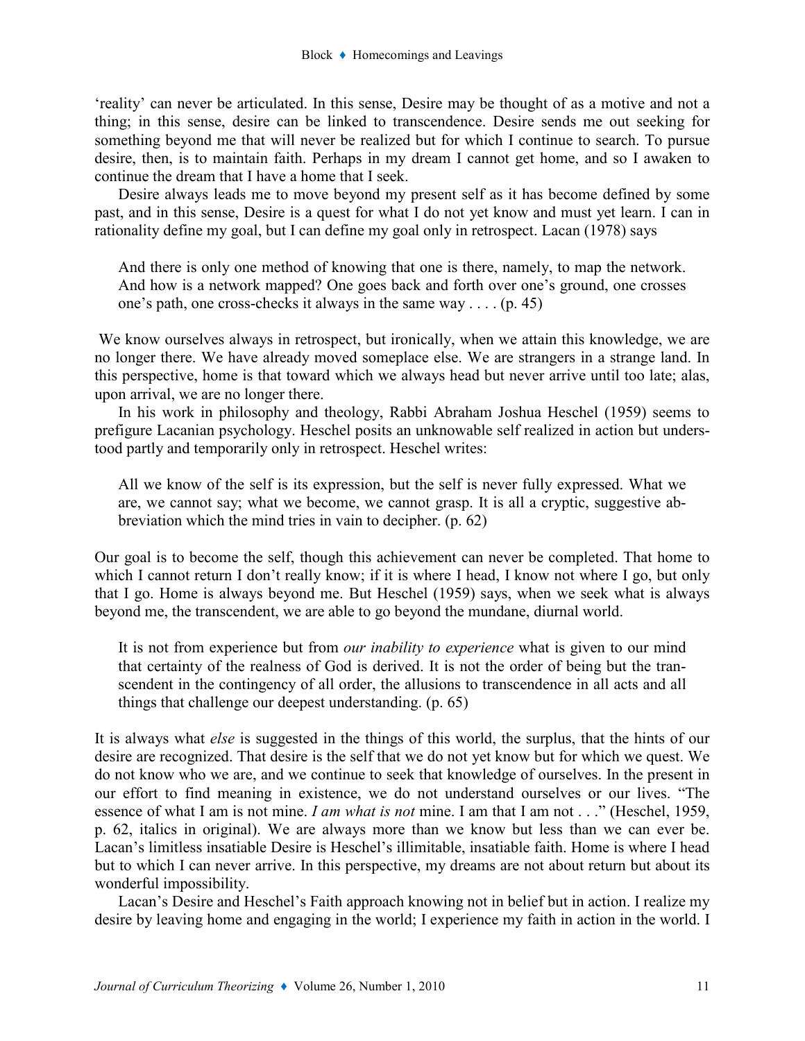'reality' can never be articulated. In this sense, Desire may be thought of as a motive and not a thing; in this sense, desire can be linked to transcendence. Desire sends me out seeking for something beyond me that will never be realized but for which I continue to search. To pursue desire, then, is to maintain faith. Perhaps in my dream I cannot get home, and so I awaken to continue the dream that I have a home that I seek.

Desire always leads me to move beyond my present self as it has become defined by some past, and in this sense, Desire is a quest for what I do not yet know and must yet learn. I can in rationality define my goal, but I can define my goal only in retrospect. Lacan (1978) says

> And there is only one method of knowing that one is there, namely, to map the network. And how is a network mapped? One goes back and forth over one's ground, one crosses one's path, one cross-checks it always in the same way . . . . (p. 45)

We know ourselves always in retrospect, but ironically, when we attain this knowledge, we are no longer there. We have already moved someplace else. We are strangers in a strange land. In this perspective, home is that toward which we always head but never arrive until too late; alas, upon arrival, we are no longer there.

In his work in philosophy and theology, Rabbi Abraham Joshua Heschel (1959) seems to prefigure Lacanian psychology. Heschel posits an unknowable self realized in action but understood partly and temporarily only in retrospect. Heschel writes:

> All we know of the self is its expression, but the self is never fully expressed. What we are, we cannot say; what we become, we cannot grasp. It is all a cryptic, suggestive abbreviation which the mind tries in vain to decipher. (p. 62)

Our goal is to become the self, though this achievement can never be completed. That home to which I cannot return I don't really know; if it is where I head, I know not where I go, but only that I go. Home is always beyond me. But Heschel (1959) says, when we seek what is always beyond me, the transcendent, we are able to go beyond the mundane, diurnal world.

> It is not from experience but from *our inability to experience* what is given to our mind that certainty of the realness of God is derived. It is not the order of being but the transcendent in the contingency of all order, the allusions to transcendence in all acts and all things that challenge our deepest understanding. (p. 65)

It is always what *else* is suggested in the things of this world, the surplus, that the hints of our desire are recognized. That desire is the self that we do not yet know but for which we quest. We do not know who we are, and we continue to seek that knowledge of ourselves. In the present in our effort to find meaning in existence, we do not understand ourselves or our lives. "The essence of what I am is not mine. *I am what is not* mine. I am that I am not . . ." (Heschel, 1959, p. 62, italics in original). We are always more than we know but less than we can ever be. Lacan's limitless insatiable Desire is Heschel's illimitable, insatiable faith. Home is where I head but to which I can never arrive. In this perspective, my dreams are not about return but about its wonderful impossibility.

Lacan's Desire and Heschel's Faith approach knowing not in belief but in action. I realize my desire by leaving home and engaging in the world; I experience my faith in action in the world. I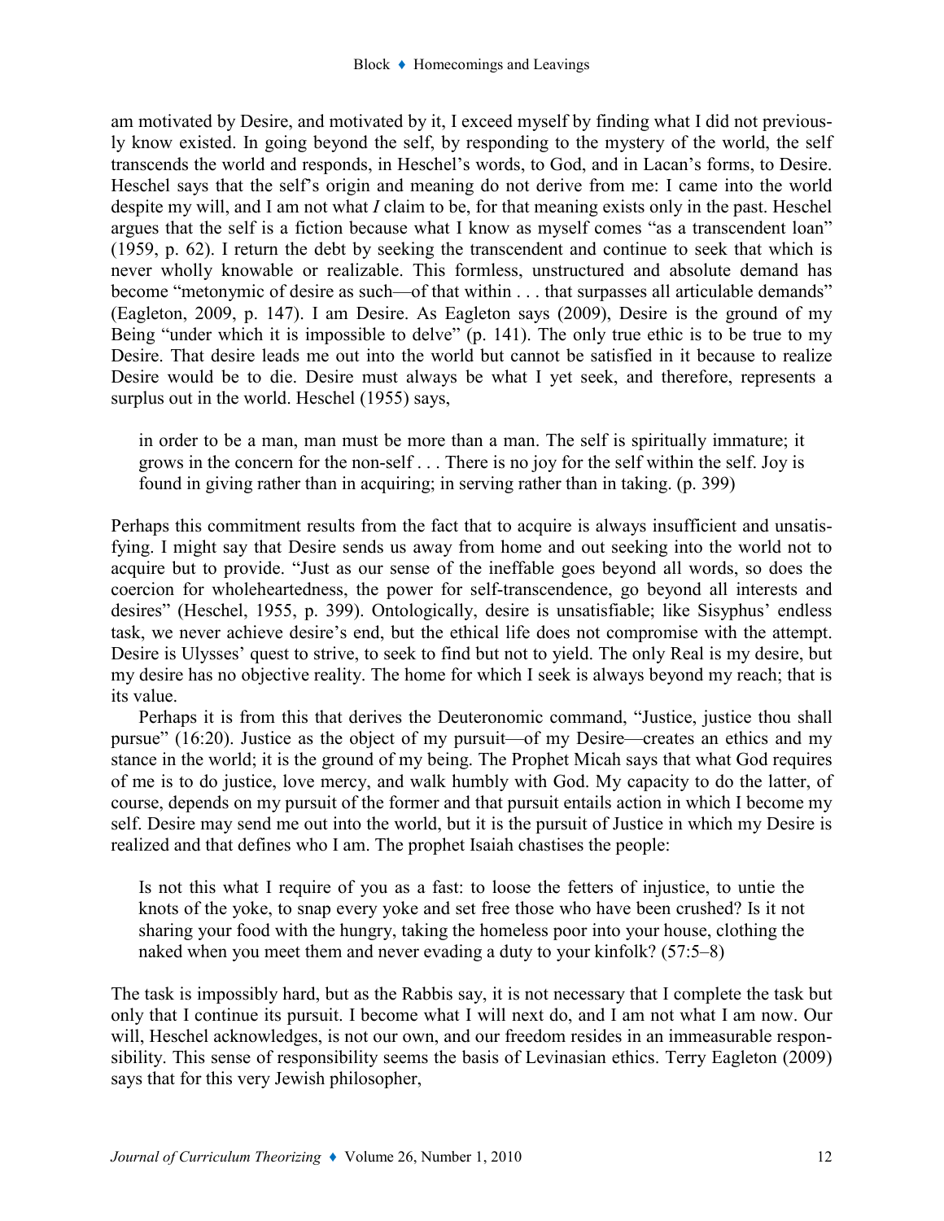am motivated by Desire, and motivated by it, I exceed myself by finding what I did not previously know existed. In going beyond the self, by responding to the mystery of the world, the self transcends the world and responds, in Heschel's words, to God, and in Lacan's forms, to Desire. Heschel says that the self's origin and meaning do not derive from me: I came into the world despite my will, and I am not what *I* claim to be, for that meaning exists only in the past. Heschel argues that the self is a fiction because what I know as myself comes "as a transcendent loan" (1959, p. 62). I return the debt by seeking the transcendent and continue to seek that which is never wholly knowable or realizable. This formless, unstructured and absolute demand has become "metonymic of desire as such—of that within . . . that surpasses all articulable demands" (Eagleton, 2009, p. 147). I am Desire. As Eagleton says (2009), Desire is the ground of my Being "under which it is impossible to delve" (p. 141). The only true ethic is to be true to my Desire. That desire leads me out into the world but cannot be satisfied in it because to realize Desire would be to die. Desire must always be what I yet seek, and therefore, represents a surplus out in the world. Heschel (1955) says,

> in order to be a man, man must be more than a man. The self is spiritually immature; it grows in the concern for the non-self . . . There is no joy for the self within the self. Joy is found in giving rather than in acquiring; in serving rather than in taking. (p. 399)

Perhaps this commitment results from the fact that to acquire is always insufficient and unsatisfying. I might say that Desire sends us away from home and out seeking into the world not to acquire but to provide. "Just as our sense of the ineffable goes beyond all words, so does the coercion for wholeheartedness, the power for self-transcendence, go beyond all interests and desires" (Heschel, 1955, p. 399). Ontologically, desire is unsatisfiable; like Sisyphus' endless task, we never achieve desire's end, but the ethical life does not compromise with the attempt. Desire is Ulysses' quest to strive, to seek to find but not to yield. The only Real is my desire, but my desire has no objective reality. The home for which I seek is always beyond my reach; that is its value.

Perhaps it is from this that derives the Deuteronomic command, "Justice, justice thou shall pursue" (16:20). Justice as the object of my pursuit—of my Desire—creates an ethics and my stance in the world; it is the ground of my being. The Prophet Micah says that what God requires of me is to do justice, love mercy, and walk humbly with God. My capacity to do the latter, of course, depends on my pursuit of the former and that pursuit entails action in which I become my self. Desire may send me out into the world, but it is the pursuit of Justice in which my Desire is realized and that defines who I am. The prophet Isaiah chastises the people:

> Is not this what I require of you as a fast: to loose the fetters of injustice, to untie the knots of the yoke, to snap every yoke and set free those who have been crushed? Is it not sharing your food with the hungry, taking the homeless poor into your house, clothing the naked when you meet them and never evading a duty to your kinfolk? (57:5–8)

The task is impossibly hard, but as the Rabbis say, it is not necessary that I complete the task but only that I continue its pursuit. I become what I will next do, and I am not what I am now. Our will, Heschel acknowledges, is not our own, and our freedom resides in an immeasurable responsibility. This sense of responsibility seems the basis of Levinasian ethics. Terry Eagleton (2009) says that for this very Jewish philosopher,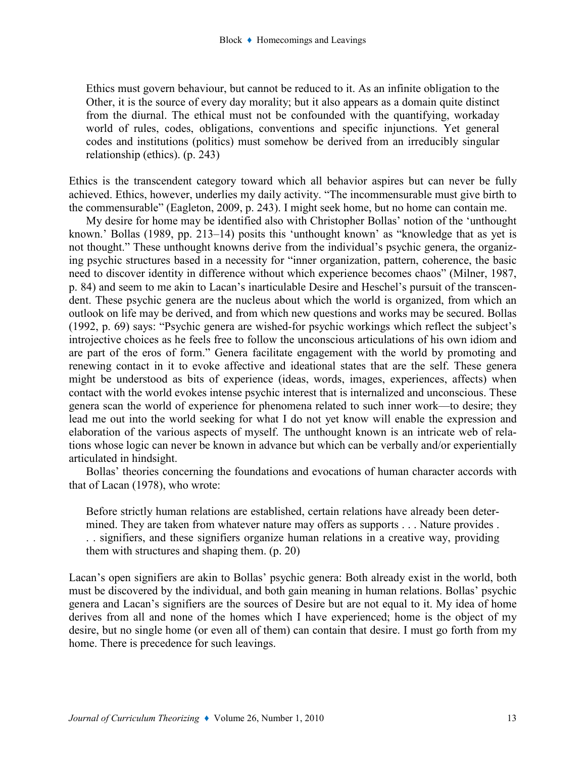> Ethics must govern behaviour, but cannot be reduced to it. As an infinite obligation to the Other, it is the source of every day morality; but it also appears as a domain quite distinct from the diurnal. The ethical must not be confounded with the quantifying, workaday world of rules, codes, obligations, conventions and specific injunctions. Yet general codes and institutions (politics) must somehow be derived from an irreducibly singular relationship (ethics). (p. 243)

Ethics is the transcendent category toward which all behavior aspires but can never be fully achieved. Ethics, however, underlies my daily activity. "The incommensurable must give birth to the commensurable" (Eagleton, 2009, p. 243). I might seek home, but no home can contain me.

My desire for home may be identified also with Christopher Bollas' notion of the 'unthought known.' Bollas (1989, pp. 213–14) posits this 'unthought known' as "knowledge that as yet is not thought." These unthought knowns derive from the individual's psychic genera, the organizing psychic structures based in a necessity for "inner organization, pattern, coherence, the basic need to discover identity in difference without which experience becomes chaos" (Milner, 1987, p. 84) and seem to me akin to Lacan's inarticulable Desire and Heschel's pursuit of the transcendent. These psychic genera are the nucleus about which the world is organized, from which an outlook on life may be derived, and from which new questions and works may be secured. Bollas (1992, p. 69) says: "Psychic genera are wished-for psychic workings which reflect the subject's introjective choices as he feels free to follow the unconscious articulations of his own idiom and are part of the eros of form." Genera facilitate engagement with the world by promoting and renewing contact in it to evoke affective and ideational states that are the self. These genera might be understood as bits of experience (ideas, words, images, experiences, affects) when contact with the world evokes intense psychic interest that is internalized and unconscious. These genera scan the world of experience for phenomena related to such inner work—to desire; they lead me out into the world seeking for what I do not yet know will enable the expression and elaboration of the various aspects of myself. The unthought known is an intricate web of relations whose logic can never be known in advance but which can be verbally and/or experientially articulated in hindsight.

Bollas' theories concerning the foundations and evocations of human character accords with that of Lacan (1978), who wrote:

> Before strictly human relations are established, certain relations have already been determined. They are taken from whatever nature may offers as supports . . . Nature provides . . . signifiers, and these signifiers organize human relations in a creative way, providing them with structures and shaping them. (p. 20)

Lacan's open signifiers are akin to Bollas' psychic genera: Both already exist in the world, both must be discovered by the individual, and both gain meaning in human relations. Bollas' psychic genera and Lacan's signifiers are the sources of Desire but are not equal to it. My idea of home derives from all and none of the homes which I have experienced; home is the object of my desire, but no single home (or even all of them) can contain that desire. I must go forth from my home. There is precedence for such leavings.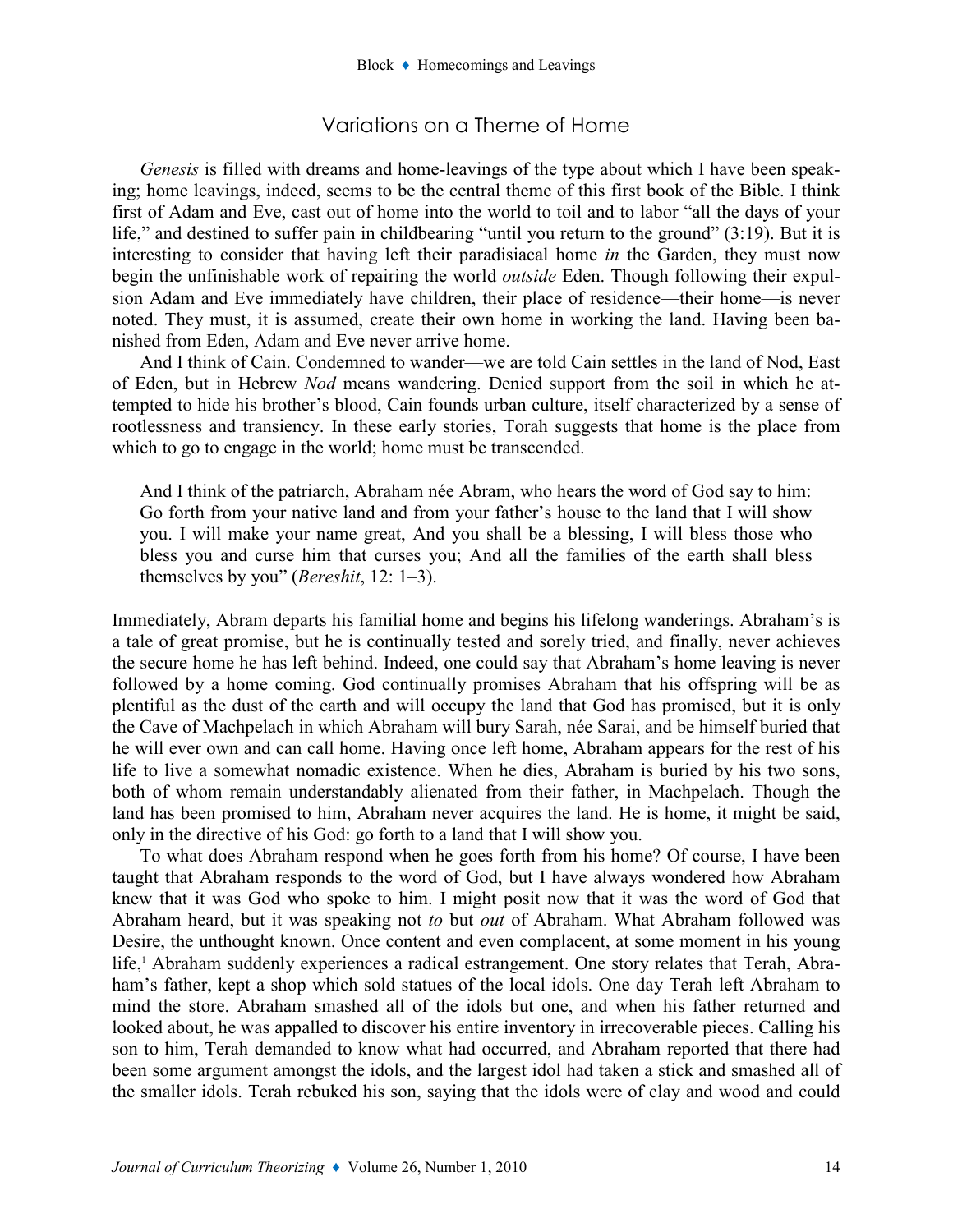## Variations on a Theme of Home

*Genesis* is filled with dreams and home-leavings of the type about which I have been speaking; home leavings, indeed, seems to be the central theme of this first book of the Bible. I think first of Adam and Eve, cast out of home into the world to toil and to labor "all the days of your life," and destined to suffer pain in childbearing "until you return to the ground" (3:19). But it is interesting to consider that having left their paradisiacal home *in* the Garden, they must now begin the unfinishable work of repairing the world *outside* Eden. Though following their expulsion Adam and Eve immediately have children, their place of residence—their home—is never noted. They must, it is assumed, create their own home in working the land. Having been banished from Eden, Adam and Eve never arrive home.

And I think of Cain. Condemned to wander—we are told Cain settles in the land of Nod, East of Eden, but in Hebrew *Nod* means wandering. Denied support from the soil in which he attempted to hide his brother's blood, Cain founds urban culture, itself characterized by a sense of rootlessness and transiency. In these early stories, Torah suggests that home is the place from which to go to engage in the world; home must be transcended.

> And I think of the patriarch, Abraham née Abram, who hears the word of God say to him: Go forth from your native land and from your father's house to the land that I will show you. I will make your name great, And you shall be a blessing, I will bless those who bless you and curse him that curses you; And all the families of the earth shall bless themselves by you" (*Bereshit*, 12: 1–3).

Immediately, Abram departs his familial home and begins his lifelong wanderings. Abraham's is a tale of great promise, but he is continually tested and sorely tried, and finally, never achieves the secure home he has left behind. Indeed, one could say that Abraham's home leaving is never followed by a home coming. God continually promises Abraham that his offspring will be as plentiful as the dust of the earth and will occupy the land that God has promised, but it is only the Cave of Machpelach in which Abraham will bury Sarah, née Sarai, and be himself buried that he will ever own and can call home. Having once left home, Abraham appears for the rest of his life to live a somewhat nomadic existence. When he dies, Abraham is buried by his two sons, both of whom remain understandably alienated from their father, in Machpelach. Though the land has been promised to him, Abraham never acquires the land. He is home, it might be said, only in the directive of his God: go forth to a land that I will show you.

To what does Abraham respond when he goes forth from his home? Of course, I have been taught that Abraham responds to the word of God, but I have always wondered how Abraham knew that it was God who spoke to him. I might posit now that it was the word of God that Abraham heard, but it was speaking not *to* but *out* of Abraham. What Abraham followed was Desire, the unthought known. Once content and even complacent, at some moment in his young life,[1] Abraham suddenly experiences a radical estrangement. One story relates that Terah, Abraham's father, kept a shop which sold statues of the local idols. One day Terah left Abraham to mind the store. Abraham smashed all of the idols but one, and when his father returned and looked about, he was appalled to discover his entire inventory in irrecoverable pieces. Calling his son to him, Terah demanded to know what had occurred, and Abraham reported that there had been some argument amongst the idols, and the largest idol had taken a stick and smashed all of the smaller idols. Terah rebuked his son, saying that the idols were of clay and wood and could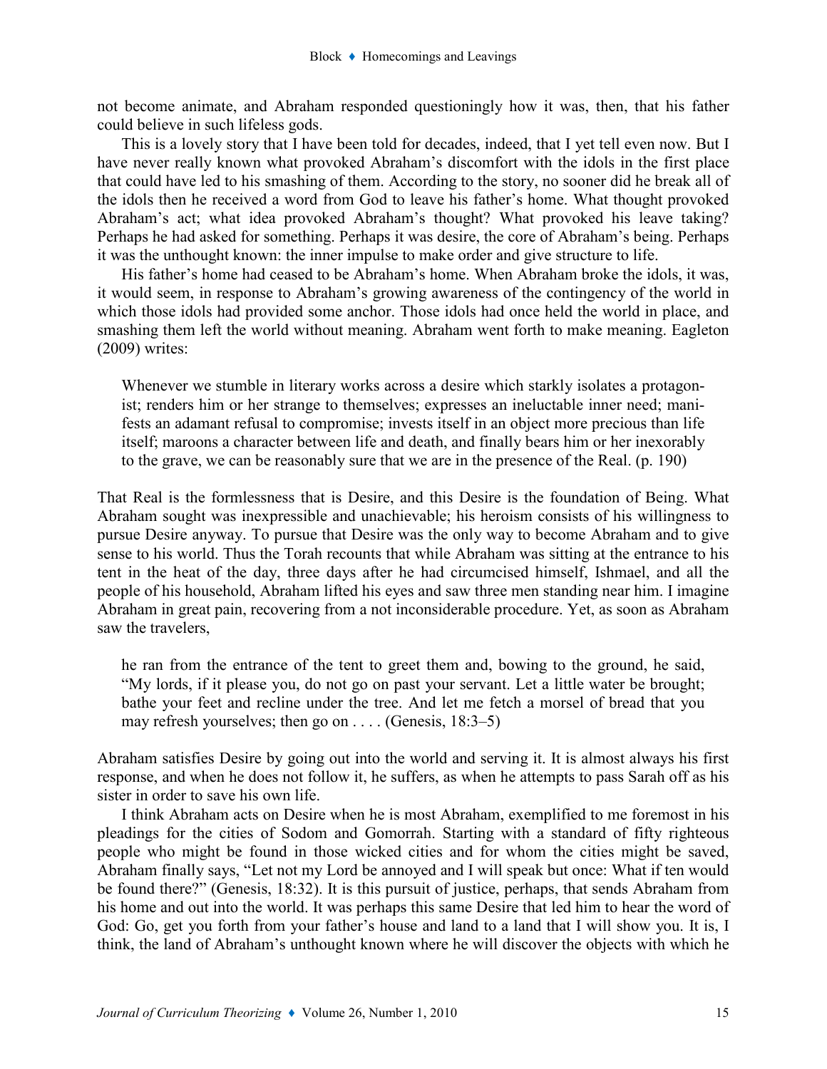not become animate, and Abraham responded questioningly how it was, then, that his father could believe in such lifeless gods.

This is a lovely story that I have been told for decades, indeed, that I yet tell even now. But I have never really known what provoked Abraham's discomfort with the idols in the first place that could have led to his smashing of them. According to the story, no sooner did he break all of the idols then he received a word from God to leave his father's home. What thought provoked Abraham's act; what idea provoked Abraham's thought? What provoked his leave taking? Perhaps he had asked for something. Perhaps it was desire, the core of Abraham's being. Perhaps it was the unthought known: the inner impulse to make order and give structure to life.

His father's home had ceased to be Abraham's home. When Abraham broke the idols, it was, it would seem, in response to Abraham's growing awareness of the contingency of the world in which those idols had provided some anchor. Those idols had once held the world in place, and smashing them left the world without meaning. Abraham went forth to make meaning. Eagleton (2009) writes:

> Whenever we stumble in literary works across a desire which starkly isolates a protagonist; renders him or her strange to themselves; expresses an ineluctable inner need; manifests an adamant refusal to compromise; invests itself in an object more precious than life itself; maroons a character between life and death, and finally bears him or her inexorably to the grave, we can be reasonably sure that we are in the presence of the Real. (p. 190)

That Real is the formlessness that is Desire, and this Desire is the foundation of Being. What Abraham sought was inexpressible and unachievable; his heroism consists of his willingness to pursue Desire anyway. To pursue that Desire was the only way to become Abraham and to give sense to his world. Thus the Torah recounts that while Abraham was sitting at the entrance to his tent in the heat of the day, three days after he had circumcised himself, Ishmael, and all the people of his household, Abraham lifted his eyes and saw three men standing near him. I imagine Abraham in great pain, recovering from a not inconsiderable procedure. Yet, as soon as Abraham saw the travelers,

> he ran from the entrance of the tent to greet them and, bowing to the ground, he said, "My lords, if it please you, do not go on past your servant. Let a little water be brought; bathe your feet and recline under the tree. And let me fetch a morsel of bread that you may refresh yourselves; then go on . . . . (Genesis, 18:3–5)

Abraham satisfies Desire by going out into the world and serving it. It is almost always his first response, and when he does not follow it, he suffers, as when he attempts to pass Sarah off as his sister in order to save his own life.

I think Abraham acts on Desire when he is most Abraham, exemplified to me foremost in his pleadings for the cities of Sodom and Gomorrah. Starting with a standard of fifty righteous people who might be found in those wicked cities and for whom the cities might be saved, Abraham finally says, "Let not my Lord be annoyed and I will speak but once: What if ten would be found there?" (Genesis, 18:32). It is this pursuit of justice, perhaps, that sends Abraham from his home and out into the world. It was perhaps this same Desire that led him to hear the word of God: Go, get you forth from your father's house and land to a land that I will show you. It is, I think, the land of Abraham's unthought known where he will discover the objects with which he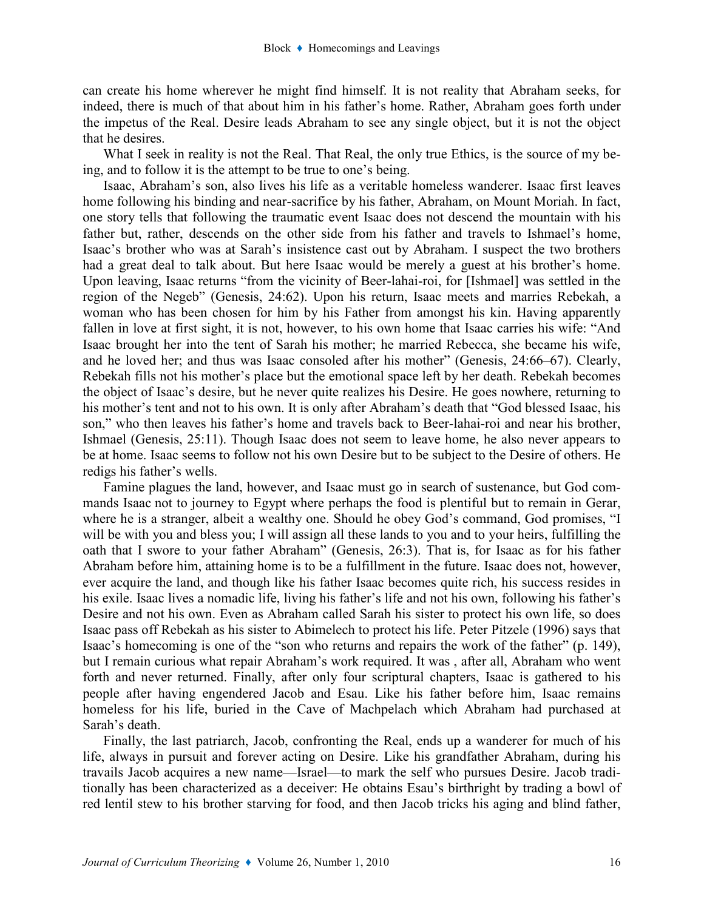can create his home wherever he might find himself. It is not reality that Abraham seeks, for indeed, there is much of that about him in his father's home. Rather, Abraham goes forth under the impetus of the Real. Desire leads Abraham to see any single object, but it is not the object that he desires.

What I seek in reality is not the Real. That Real, the only true Ethics, is the source of my being, and to follow it is the attempt to be true to one's being.

Isaac, Abraham's son, also lives his life as a veritable homeless wanderer. Isaac first leaves home following his binding and near-sacrifice by his father, Abraham, on Mount Moriah. In fact, one story tells that following the traumatic event Isaac does not descend the mountain with his father but, rather, descends on the other side from his father and travels to Ishmael's home, Isaac's brother who was at Sarah's insistence cast out by Abraham. I suspect the two brothers had a great deal to talk about. But here Isaac would be merely a guest at his brother's home. Upon leaving, Isaac returns "from the vicinity of Beer-lahai-roi, for [Ishmael] was settled in the region of the Negeb" (Genesis, 24:62). Upon his return, Isaac meets and marries Rebekah, a woman who has been chosen for him by his Father from amongst his kin. Having apparently fallen in love at first sight, it is not, however, to his own home that Isaac carries his wife: "And Isaac brought her into the tent of Sarah his mother; he married Rebecca, she became his wife, and he loved her; and thus was Isaac consoled after his mother" (Genesis, 24:66–67). Clearly, Rebekah fills not his mother's place but the emotional space left by her death. Rebekah becomes the object of Isaac's desire, but he never quite realizes his Desire. He goes nowhere, returning to his mother's tent and not to his own. It is only after Abraham's death that "God blessed Isaac, his son," who then leaves his father's home and travels back to Beer-lahai-roi and near his brother, Ishmael (Genesis, 25:11). Though Isaac does not seem to leave home, he also never appears to be at home. Isaac seems to follow not his own Desire but to be subject to the Desire of others. He redigs his father's wells.

Famine plagues the land, however, and Isaac must go in search of sustenance, but God commands Isaac not to journey to Egypt where perhaps the food is plentiful but to remain in Gerar, where he is a stranger, albeit a wealthy one. Should he obey God's command, God promises, "I will be with you and bless you; I will assign all these lands to you and to your heirs, fulfilling the oath that I swore to your father Abraham" (Genesis, 26:3). That is, for Isaac as for his father Abraham before him, attaining home is to be a fulfillment in the future. Isaac does not, however, ever acquire the land, and though like his father Isaac becomes quite rich, his success resides in his exile. Isaac lives a nomadic life, living his father's life and not his own, following his father's Desire and not his own. Even as Abraham called Sarah his sister to protect his own life, so does Isaac pass off Rebekah as his sister to Abimelech to protect his life. Peter Pitzele (1996) says that Isaac's homecoming is one of the "son who returns and repairs the work of the father" (p. 149), but I remain curious what repair Abraham's work required. It was , after all, Abraham who went forth and never returned. Finally, after only four scriptural chapters, Isaac is gathered to his people after having engendered Jacob and Esau. Like his father before him, Isaac remains homeless for his life, buried in the Cave of Machpelach which Abraham had purchased at Sarah's death.

Finally, the last patriarch, Jacob, confronting the Real, ends up a wanderer for much of his life, always in pursuit and forever acting on Desire. Like his grandfather Abraham, during his travails Jacob acquires a new name—Israel—to mark the self who pursues Desire. Jacob traditionally has been characterized as a deceiver: He obtains Esau's birthright by trading a bowl of red lentil stew to his brother starving for food, and then Jacob tricks his aging and blind father,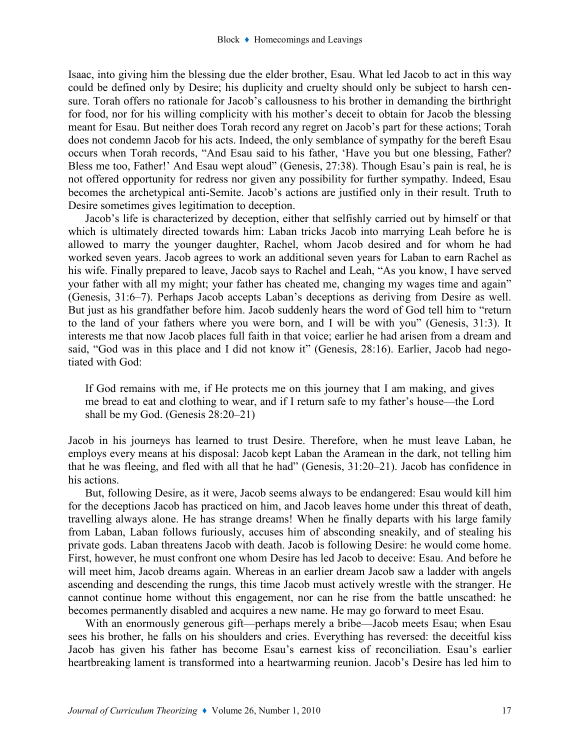Isaac, into giving him the blessing due the elder brother, Esau. What led Jacob to act in this way could be defined only by Desire; his duplicity and cruelty should only be subject to harsh censure. Torah offers no rationale for Jacob's callousness to his brother in demanding the birthright for food, nor for his willing complicity with his mother's deceit to obtain for Jacob the blessing meant for Esau. But neither does Torah record any regret on Jacob's part for these actions; Torah does not condemn Jacob for his acts. Indeed, the only semblance of sympathy for the bereft Esau occurs when Torah records, "And Esau said to his father, 'Have you but one blessing, Father? Bless me too, Father!' And Esau wept aloud" (Genesis, 27:38). Though Esau's pain is real, he is not offered opportunity for redress nor given any possibility for further sympathy. Indeed, Esau becomes the archetypical anti-Semite. Jacob's actions are justified only in their result. Truth to Desire sometimes gives legitimation to deception.

Jacob's life is characterized by deception, either that selfishly carried out by himself or that which is ultimately directed towards him: Laban tricks Jacob into marrying Leah before he is allowed to marry the younger daughter, Rachel, whom Jacob desired and for whom he had worked seven years. Jacob agrees to work an additional seven years for Laban to earn Rachel as his wife. Finally prepared to leave, Jacob says to Rachel and Leah, "As you know, I have served your father with all my might; your father has cheated me, changing my wages time and again" (Genesis, 31:6–7). Perhaps Jacob accepts Laban's deceptions as deriving from Desire as well. But just as his grandfather before him. Jacob suddenly hears the word of God tell him to "return to the land of your fathers where you were born, and I will be with you" (Genesis, 31:3). It interests me that now Jacob places full faith in that voice; earlier he had arisen from a dream and said, "God was in this place and I did not know it" (Genesis, 28:16). Earlier, Jacob had negotiated with God:

> If God remains with me, if He protects me on this journey that I am making, and gives me bread to eat and clothing to wear, and if I return safe to my father's house—the Lord shall be my God. (Genesis 28:20–21)

Jacob in his journeys has learned to trust Desire. Therefore, when he must leave Laban, he employs every means at his disposal: Jacob kept Laban the Aramean in the dark, not telling him that he was fleeing, and fled with all that he had" (Genesis, 31:20–21). Jacob has confidence in his actions.

But, following Desire, as it were, Jacob seems always to be endangered: Esau would kill him for the deceptions Jacob has practiced on him, and Jacob leaves home under this threat of death, travelling always alone. He has strange dreams! When he finally departs with his large family from Laban, Laban follows furiously, accuses him of absconding sneakily, and of stealing his private gods. Laban threatens Jacob with death. Jacob is following Desire: he would come home. First, however, he must confront one whom Desire has led Jacob to deceive: Esau. And before he will meet him, Jacob dreams again. Whereas in an earlier dream Jacob saw a ladder with angels ascending and descending the rungs, this time Jacob must actively wrestle with the stranger. He cannot continue home without this engagement, nor can he rise from the battle unscathed: he becomes permanently disabled and acquires a new name. He may go forward to meet Esau.

With an enormously generous gift—perhaps merely a bribe—Jacob meets Esau; when Esau sees his brother, he falls on his shoulders and cries. Everything has reversed: the deceitful kiss Jacob has given his father has become Esau's earnest kiss of reconciliation. Esau's earlier heartbreaking lament is transformed into a heartwarming reunion. Jacob's Desire has led him to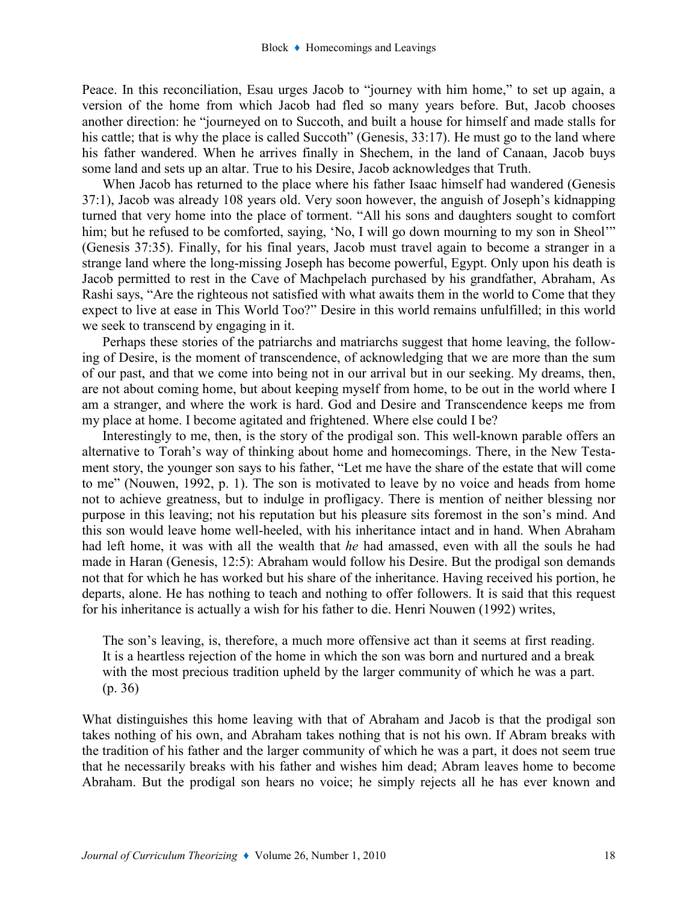Peace. In this reconciliation, Esau urges Jacob to "journey with him home," to set up again, a version of the home from which Jacob had fled so many years before. But, Jacob chooses another direction: he "journeyed on to Succoth, and built a house for himself and made stalls for his cattle; that is why the place is called Succoth" (Genesis, 33:17). He must go to the land where his father wandered. When he arrives finally in Shechem, in the land of Canaan, Jacob buys some land and sets up an altar. True to his Desire, Jacob acknowledges that Truth.

When Jacob has returned to the place where his father Isaac himself had wandered (Genesis 37:1), Jacob was already 108 years old. Very soon however, the anguish of Joseph's kidnapping turned that very home into the place of torment. "All his sons and daughters sought to comfort him; but he refused to be comforted, saying, 'No, I will go down mourning to my son in Sheol'" (Genesis 37:35). Finally, for his final years, Jacob must travel again to become a stranger in a strange land where the long-missing Joseph has become powerful, Egypt. Only upon his death is Jacob permitted to rest in the Cave of Machpelach purchased by his grandfather, Abraham, As Rashi says, "Are the righteous not satisfied with what awaits them in the world to Come that they expect to live at ease in This World Too?" Desire in this world remains unfulfilled; in this world we seek to transcend by engaging in it.

Perhaps these stories of the patriarchs and matriarchs suggest that home leaving, the following of Desire, is the moment of transcendence, of acknowledging that we are more than the sum of our past, and that we come into being not in our arrival but in our seeking. My dreams, then, are not about coming home, but about keeping myself from home, to be out in the world where I am a stranger, and where the work is hard. God and Desire and Transcendence keeps me from my place at home. I become agitated and frightened. Where else could I be?

Interestingly to me, then, is the story of the prodigal son. This well-known parable offers an alternative to Torah's way of thinking about home and homecomings. There, in the New Testament story, the younger son says to his father, "Let me have the share of the estate that will come to me" (Nouwen, 1992, p. 1). The son is motivated to leave by no voice and heads from home not to achieve greatness, but to indulge in profligacy. There is mention of neither blessing nor purpose in this leaving; not his reputation but his pleasure sits foremost in the son's mind. And this son would leave home well-heeled, with his inheritance intact and in hand. When Abraham had left home, it was with all the wealth that *he* had amassed, even with all the souls he had made in Haran (Genesis, 12:5): Abraham would follow his Desire. But the prodigal son demands not that for which he has worked but his share of the inheritance. Having received his portion, he departs, alone. He has nothing to teach and nothing to offer followers. It is said that this request for his inheritance is actually a wish for his father to die. Henri Nouwen (1992) writes,

> The son's leaving, is, therefore, a much more offensive act than it seems at first reading. It is a heartless rejection of the home in which the son was born and nurtured and a break with the most precious tradition upheld by the larger community of which he was a part. (p. 36)

What distinguishes this home leaving with that of Abraham and Jacob is that the prodigal son takes nothing of his own, and Abraham takes nothing that is not his own. If Abram breaks with the tradition of his father and the larger community of which he was a part, it does not seem true that he necessarily breaks with his father and wishes him dead; Abram leaves home to become Abraham. But the prodigal son hears no voice; he simply rejects all he has ever known and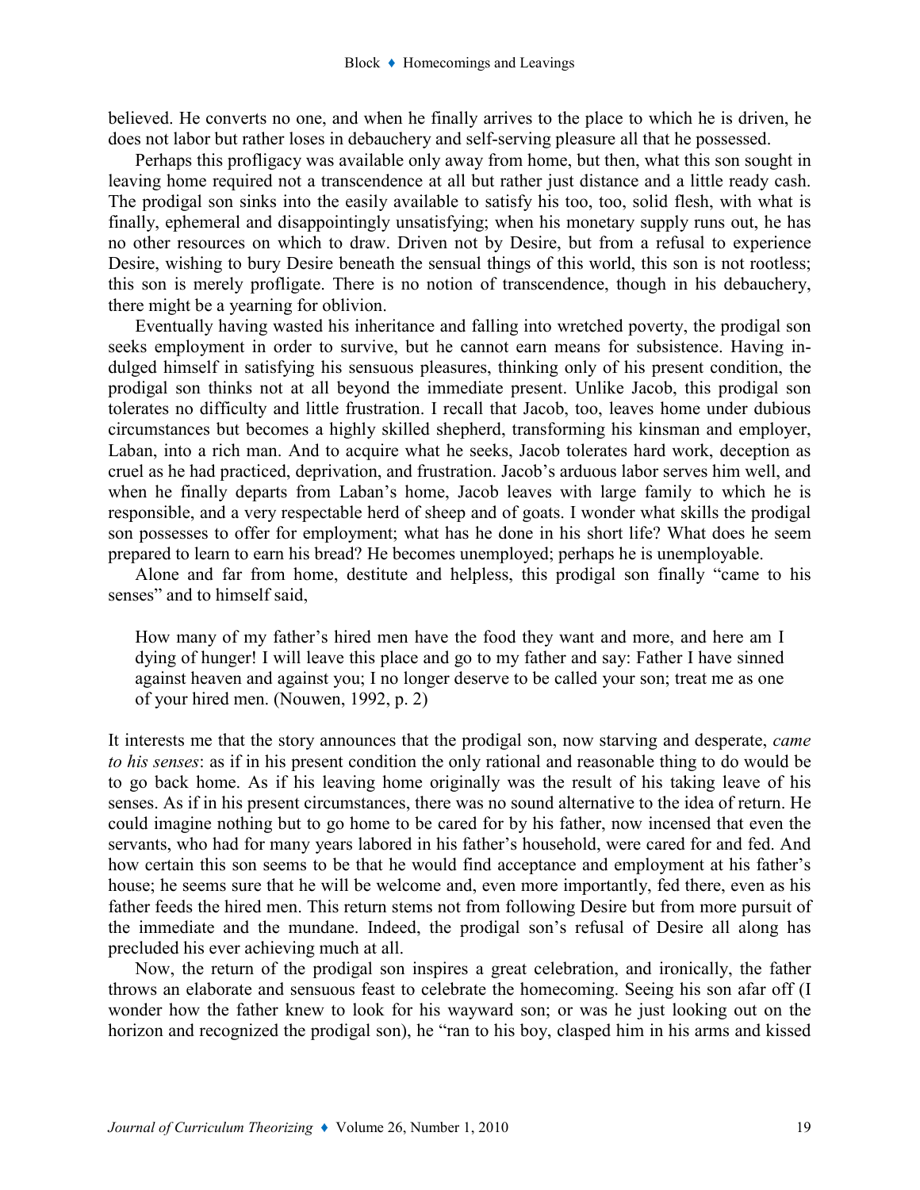believed. He converts no one, and when he finally arrives to the place to which he is driven, he does not labor but rather loses in debauchery and self-serving pleasure all that he possessed.

Perhaps this profligacy was available only away from home, but then, what this son sought in leaving home required not a transcendence at all but rather just distance and a little ready cash. The prodigal son sinks into the easily available to satisfy his too, too, solid flesh, with what is finally, ephemeral and disappointingly unsatisfying; when his monetary supply runs out, he has no other resources on which to draw. Driven not by Desire, but from a refusal to experience Desire, wishing to bury Desire beneath the sensual things of this world, this son is not rootless; this son is merely profligate. There is no notion of transcendence, though in his debauchery, there might be a yearning for oblivion.

Eventually having wasted his inheritance and falling into wretched poverty, the prodigal son seeks employment in order to survive, but he cannot earn means for subsistence. Having indulged himself in satisfying his sensuous pleasures, thinking only of his present condition, the prodigal son thinks not at all beyond the immediate present. Unlike Jacob, this prodigal son tolerates no difficulty and little frustration. I recall that Jacob, too, leaves home under dubious circumstances but becomes a highly skilled shepherd, transforming his kinsman and employer, Laban, into a rich man. And to acquire what he seeks, Jacob tolerates hard work, deception as cruel as he had practiced, deprivation, and frustration. Jacob's arduous labor serves him well, and when he finally departs from Laban's home, Jacob leaves with large family to which he is responsible, and a very respectable herd of sheep and of goats. I wonder what skills the prodigal son possesses to offer for employment; what has he done in his short life? What does he seem prepared to learn to earn his bread? He becomes unemployed; perhaps he is unemployable.

Alone and far from home, destitute and helpless, this prodigal son finally "came to his senses" and to himself said,

> How many of my father's hired men have the food they want and more, and here am I dying of hunger! I will leave this place and go to my father and say: Father I have sinned against heaven and against you; I no longer deserve to be called your son; treat me as one of your hired men. (Nouwen, 1992, p. 2)

It interests me that the story announces that the prodigal son, now starving and desperate, *came to his senses*: as if in his present condition the only rational and reasonable thing to do would be to go back home. As if his leaving home originally was the result of his taking leave of his senses. As if in his present circumstances, there was no sound alternative to the idea of return. He could imagine nothing but to go home to be cared for by his father, now incensed that even the servants, who had for many years labored in his father's household, were cared for and fed. And how certain this son seems to be that he would find acceptance and employment at his father's house; he seems sure that he will be welcome and, even more importantly, fed there, even as his father feeds the hired men. This return stems not from following Desire but from more pursuit of the immediate and the mundane. Indeed, the prodigal son's refusal of Desire all along has precluded his ever achieving much at all.

Now, the return of the prodigal son inspires a great celebration, and ironically, the father throws an elaborate and sensuous feast to celebrate the homecoming. Seeing his son afar off (I wonder how the father knew to look for his wayward son; or was he just looking out on the horizon and recognized the prodigal son), he "ran to his boy, clasped him in his arms and kissed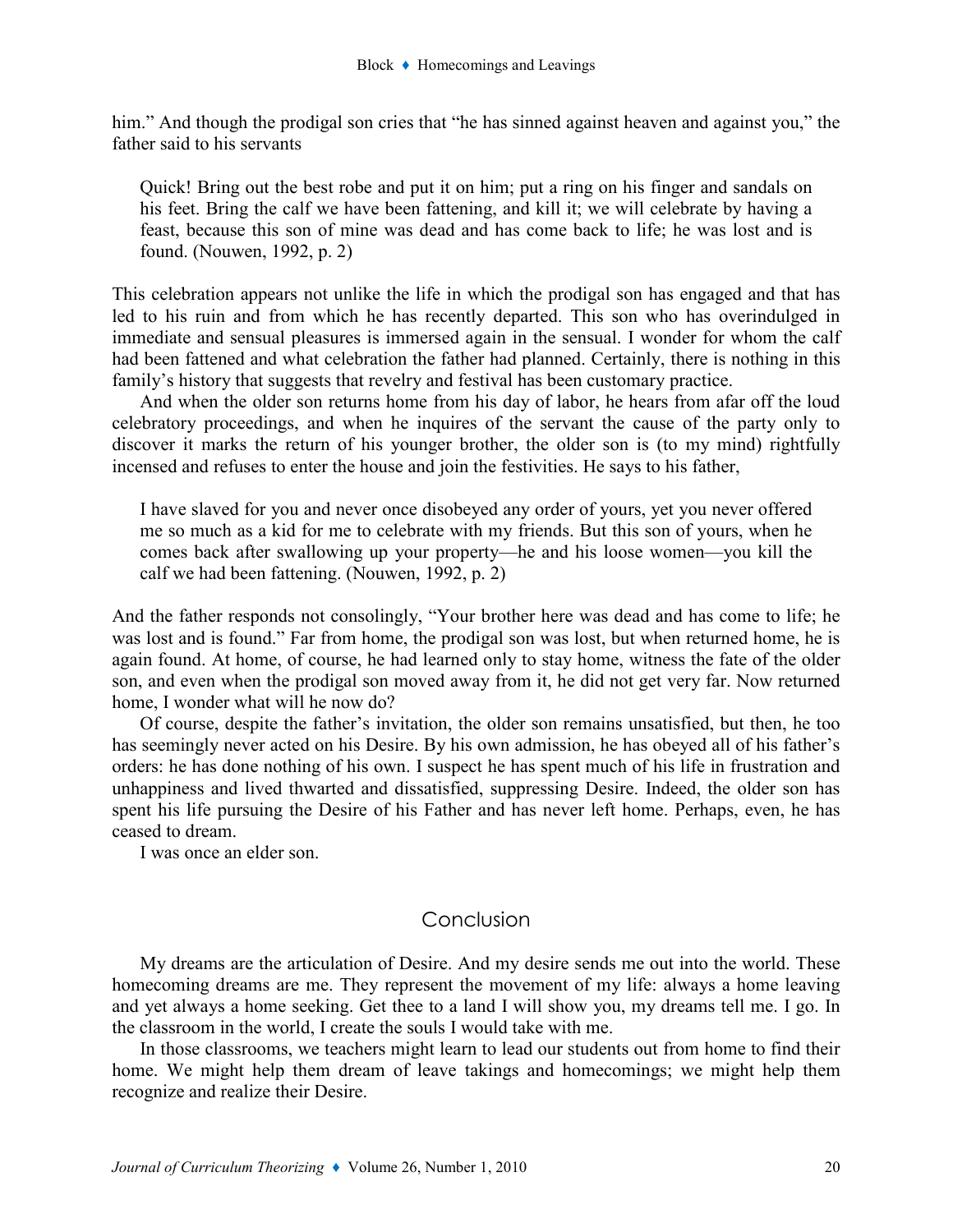him." And though the prodigal son cries that "he has sinned against heaven and against you," the father said to his servants

> Quick! Bring out the best robe and put it on him; put a ring on his finger and sandals on his feet. Bring the calf we have been fattening, and kill it; we will celebrate by having a feast, because this son of mine was dead and has come back to life; he was lost and is found. (Nouwen, 1992, p. 2)

This celebration appears not unlike the life in which the prodigal son has engaged and that has led to his ruin and from which he has recently departed. This son who has overindulged in immediate and sensual pleasures is immersed again in the sensual. I wonder for whom the calf had been fattened and what celebration the father had planned. Certainly, there is nothing in this family's history that suggests that revelry and festival has been customary practice.

And when the older son returns home from his day of labor, he hears from afar off the loud celebratory proceedings, and when he inquires of the servant the cause of the party only to discover it marks the return of his younger brother, the older son is (to my mind) rightfully incensed and refuses to enter the house and join the festivities. He says to his father,

> I have slaved for you and never once disobeyed any order of yours, yet you never offered me so much as a kid for me to celebrate with my friends. But this son of yours, when he comes back after swallowing up your property—he and his loose women—you kill the calf we had been fattening. (Nouwen, 1992, p. 2)

And the father responds not consolingly, "Your brother here was dead and has come to life; he was lost and is found." Far from home, the prodigal son was lost, but when returned home, he is again found. At home, of course, he had learned only to stay home, witness the fate of the older son, and even when the prodigal son moved away from it, he did not get very far. Now returned home, I wonder what will he now do?

Of course, despite the father's invitation, the older son remains unsatisfied, but then, he too has seemingly never acted on his Desire. By his own admission, he has obeyed all of his father's orders: he has done nothing of his own. I suspect he has spent much of his life in frustration and unhappiness and lived thwarted and dissatisfied, suppressing Desire. Indeed, the older son has spent his life pursuing the Desire of his Father and has never left home. Perhaps, even, he has ceased to dream.

I was once an elder son.

## Conclusion

My dreams are the articulation of Desire. And my desire sends me out into the world. These homecoming dreams are me. They represent the movement of my life: always a home leaving and yet always a home seeking. Get thee to a land I will show you, my dreams tell me. I go. In the classroom in the world, I create the souls I would take with me.

In those classrooms, we teachers might learn to lead our students out from home to find their home. We might help them dream of leave takings and homecomings; we might help them recognize and realize their Desire.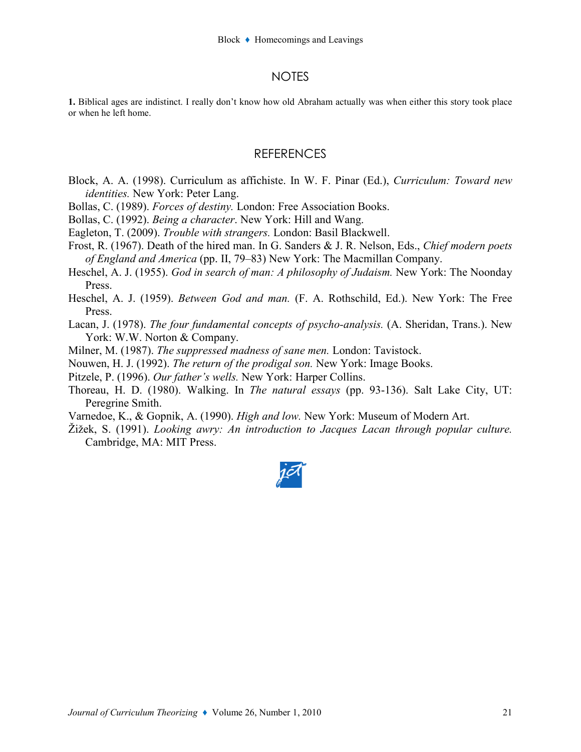## NOTES

**1.** Biblical ages are indistinct. I really don't know how old Abraham actually was when either this story took place or when he left home.

## REFERENCES

Block, A. A. (1998). Curriculum as affichiste. In W. F. Pinar (Ed.), *Curriculum: Toward new identities.* New York: Peter Lang.

Bollas, C. (1989). *Forces of destiny.* London: Free Association Books.

Bollas, C. (1992). *Being a character*. New York: Hill and Wang.

Eagleton, T. (2009). *Trouble with strangers.* London: Basil Blackwell.

Frost, R. (1967). Death of the hired man. In G. Sanders & J. R. Nelson, Eds., *Chief modern poets of England and America* (pp. II, 79–83) New York: The Macmillan Company.

Heschel, A. J. (1955). *God in search of man: A philosophy of Judaism.* New York: The Noonday Press.

Heschel, A. J. (1959). *Between God and man.* (F. A. Rothschild, Ed.). New York: The Free Press.

Lacan, J. (1978). *The four fundamental concepts of psycho-analysis.* (A. Sheridan, Trans.). New York: W.W. Norton & Company.

Milner, M. (1987). *The suppressed madness of sane men.* London: Tavistock.

Nouwen, H. J. (1992). *The return of the prodigal son.* New York: Image Books.

Pitzele, P. (1996). *Our father's wells.* New York: Harper Collins.

Thoreau, H. D. (1980). Walking. In *The natural essays* (pp. 93-136). Salt Lake City, UT: Peregrine Smith.

Varnedoe, K., & Gopnik, A. (1990). *High and low.* New York: Museum of Modern Art.

Žižek, S. (1991). *Looking awry: An introduction to Jacques Lacan through popular culture.* Cambridge, MA: MIT Press.